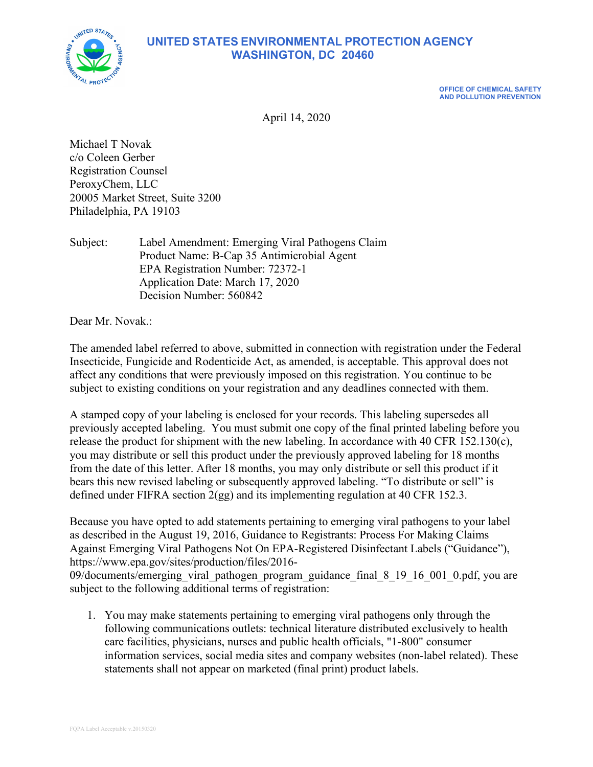# UNITED STATES ENVIRONMENTAL PROTECTION AGENCY
## WASHINGTON, DC 20460

**OFFICE OF CHEMICAL SAFETY AND POLLUTION PREVENTION**

April 14, 2020

Michael T Novak
c/o Coleen Gerber
Registration Counsel
PeroxyChem, LLC
20005 Market Street, Suite 3200
Philadelphia, PA 19103

Subject: Label Amendment: Emerging Viral Pathogens Claim
Product Name: B-Cap 35 Antimicrobial Agent
EPA Registration Number: 72372-1
Application Date: March 17, 2020
Decision Number: 560842

Dear Mr. Novak.:

The amended label referred to above, submitted in connection with registration under the Federal Insecticide, Fungicide and Rodenticide Act, as amended, is acceptable. This approval does not affect any conditions that were previously imposed on this registration. You continue to be subject to existing conditions on your registration and any deadlines connected with them.

A stamped copy of your labeling is enclosed for your records. This labeling supersedes all previously accepted labeling. You must submit one copy of the final printed labeling before you release the product for shipment with the new labeling. In accordance with 40 CFR 152.130(c), you may distribute or sell this product under the previously approved labeling for 18 months from the date of this letter. After 18 months, you may only distribute or sell this product if it bears this new revised labeling or subsequently approved labeling. "To distribute or sell" is defined under FIFRA section 2(gg) and its implementing regulation at 40 CFR 152.3.

Because you have opted to add statements pertaining to emerging viral pathogens to your label as described in the August 19, 2016, Guidance to Registrants: Process For Making Claims Against Emerging Viral Pathogens Not On EPA-Registered Disinfectant Labels ("Guidance"), https://www.epa.gov/sites/production/files/2016-09/documents/emerging_viral_pathogen_program_guidance_final_8_19_16_001_0.pdf, you are subject to the following additional terms of registration:

1. You may make statements pertaining to emerging viral pathogens only through the following communications outlets: technical literature distributed exclusively to health care facilities, physicians, nurses and public health officials, "1-800" consumer information services, social media sites and company websites (non-label related). These statements shall not appear on marketed (final print) product labels.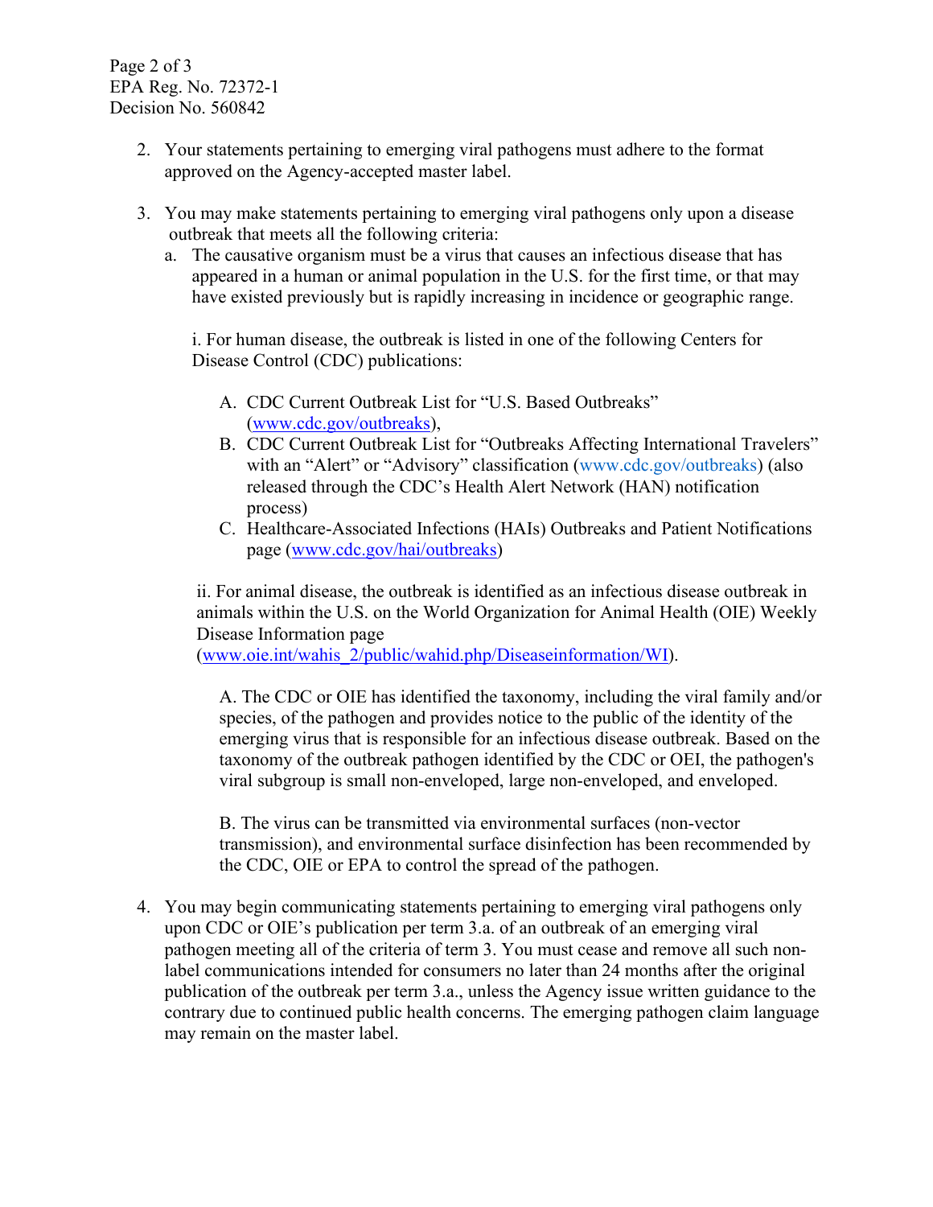2. Your statements pertaining to emerging viral pathogens must adhere to the format approved on the Agency-accepted master label.

3. You may make statements pertaining to emerging viral pathogens only upon a disease outbreak that meets all the following criteria:
   a. The causative organism must be a virus that causes an infectious disease that has appeared in a human or animal population in the U.S. for the first time, or that may have existed previously but is rapidly increasing in incidence or geographic range.

      i. For human disease, the outbreak is listed in one of the following Centers for Disease Control (CDC) publications:

         A. CDC Current Outbreak List for "U.S. Based Outbreaks" (www.cdc.gov/outbreaks),
         B. CDC Current Outbreak List for "Outbreaks Affecting International Travelers" with an "Alert" or "Advisory" classification (www.cdc.gov/outbreaks) (also released through the CDC's Health Alert Network (HAN) notification process)
         C. Healthcare-Associated Infections (HAIs) Outbreaks and Patient Notifications page (www.cdc.gov/hai/outbreaks)

      ii. For animal disease, the outbreak is identified as an infectious disease outbreak in animals within the U.S. on the World Organization for Animal Health (OIE) Weekly Disease Information page (www.oie.int/wahis_2/public/wahid.php/Diseaseinformation/WI).

         A. The CDC or OIE has identified the taxonomy, including the viral family and/or species, of the pathogen and provides notice to the public of the identity of the emerging virus that is responsible for an infectious disease outbreak. Based on the taxonomy of the outbreak pathogen identified by the CDC or OEI, the pathogen's viral subgroup is small non-enveloped, large non-enveloped, and enveloped.

         B. The virus can be transmitted via environmental surfaces (non-vector transmission), and environmental surface disinfection has been recommended by the CDC, OIE or EPA to control the spread of the pathogen.

4. You may begin communicating statements pertaining to emerging viral pathogens only upon CDC or OIE's publication per term 3.a. of an outbreak of an emerging viral pathogen meeting all of the criteria of term 3. You must cease and remove all such non-label communications intended for consumers no later than 24 months after the original publication of the outbreak per term 3.a., unless the Agency issue written guidance to the contrary due to continued public health concerns. The emerging pathogen claim language may remain on the master label.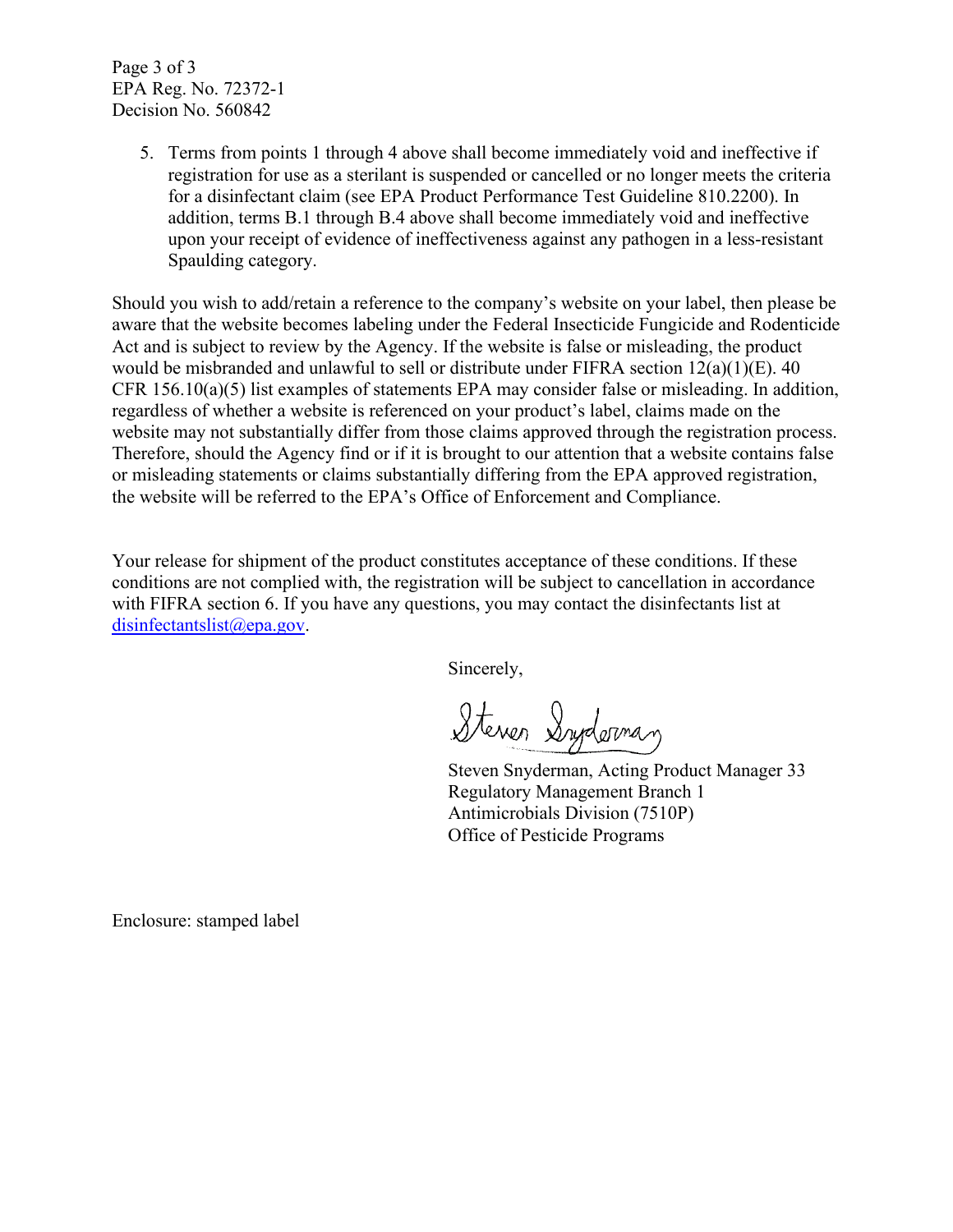Page 3 of 3
EPA Reg. No. 72372-1
Decision No. 560842

5. Terms from points 1 through 4 above shall become immediately void and ineffective if registration for use as a sterilant is suspended or cancelled or no longer meets the criteria for a disinfectant claim (see EPA Product Performance Test Guideline 810.2200). In addition, terms B.1 through B.4 above shall become immediately void and ineffective upon your receipt of evidence of ineffectiveness against any pathogen in a less-resistant Spaulding category.

Should you wish to add/retain a reference to the company's website on your label, then please be aware that the website becomes labeling under the Federal Insecticide Fungicide and Rodenticide Act and is subject to review by the Agency. If the website is false or misleading, the product would be misbranded and unlawful to sell or distribute under FIFRA section 12(a)(1)(E). 40 CFR 156.10(a)(5) list examples of statements EPA may consider false or misleading. In addition, regardless of whether a website is referenced on your product's label, claims made on the website may not substantially differ from those claims approved through the registration process. Therefore, should the Agency find or if it is brought to our attention that a website contains false or misleading statements or claims substantially differing from the EPA approved registration, the website will be referred to the EPA's Office of Enforcement and Compliance.

Your release for shipment of the product constitutes acceptance of these conditions. If these conditions are not complied with, the registration will be subject to cancellation in accordance with FIFRA section 6. If you have any questions, you may contact the disinfectants list at disinfectantslist@epa.gov.

Sincerely,

Steven Snyderman

Steven Snyderman, Acting Product Manager 33
Regulatory Management Branch 1
Antimicrobials Division (7510P)
Office of Pesticide Programs

Enclosure: stamped label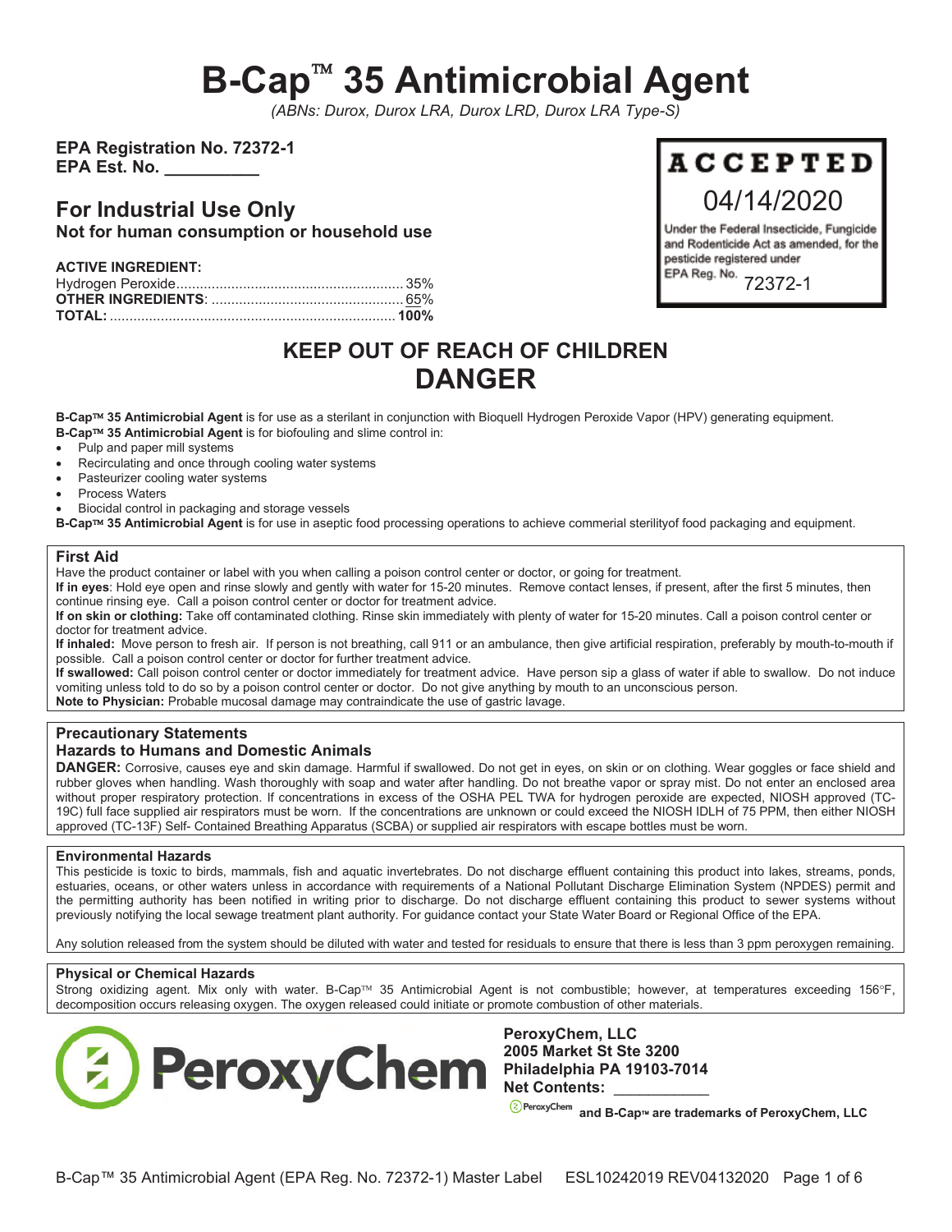# B-Cap™ 35 Antimicrobial Agent

*(ABNs: Durox, Durox LRA, Durox LRD, Durox LRA Type-S)*

**EPA Registration No. 72372-1**
**EPA Est. No. __________**

## For Industrial Use Only

**Not for human consumption or household use**

**ACTIVE INGREDIENT:**

| | |
|---|---|
| Hydrogen Peroxide | 35% |
| **OTHER INGREDIENTS**: | 65% |
| **TOTAL:** | **100%** |

**ACCEPTED**
04/14/2020
Under the Federal Insecticide, Fungicide and Rodenticide Act as amended, for the pesticide registered under EPA Reg. No. 72372-1

## KEEP OUT OF REACH OF CHILDREN
## DANGER

**B-Cap™ 35 Antimicrobial Agent** is for use as a sterilant in conjunction with Bioquell Hydrogen Peroxide Vapor (HPV) generating equipment.

**B-Cap™ 35 Antimicrobial Agent** is for biofouling and slime control in:

- Pulp and paper mill systems
- Recirculating and once through cooling water systems
- Pasteurizer cooling water systems
- Process Waters
- Biocidal control in packaging and storage vessels

**B-Cap™ 35 Antimicrobial Agent** is for use in aseptic food processing operations to achieve commerial sterilityof food packaging and equipment.

### First Aid

Have the product container or label with you when calling a poison control center or doctor, or going for treatment.

**If in eyes**: Hold eye open and rinse slowly and gently with water for 15-20 minutes. Remove contact lenses, if present, after the first 5 minutes, then continue rinsing eye. Call a poison control center or doctor for treatment advice.

**If on skin or clothing:** Take off contaminated clothing. Rinse skin immediately with plenty of water for 15-20 minutes. Call a poison control center or doctor for treatment advice.

**If inhaled:** Move person to fresh air. If person is not breathing, call 911 or an ambulance, then give artificial respiration, preferably by mouth-to-mouth if possible. Call a poison control center or doctor for further treatment advice.

**If swallowed:** Call poison control center or doctor immediately for treatment advice. Have person sip a glass of water if able to swallow. Do not induce vomiting unless told to do so by a poison control center or doctor. Do not give anything by mouth to an unconscious person.

**Note to Physician:** Probable mucosal damage may contraindicate the use of gastric lavage.

### Precautionary Statements

#### Hazards to Humans and Domestic Animals

**DANGER:** Corrosive, causes eye and skin damage. Harmful if swallowed. Do not get in eyes, on skin or on clothing. Wear goggles or face shield and rubber gloves when handling. Wash thoroughly with soap and water after handling. Do not breathe vapor or spray mist. Do not enter an enclosed area without proper respiratory protection. If concentrations in excess of the OSHA PEL TWA for hydrogen peroxide are expected, NIOSH approved (TC-19C) full face supplied air respirators must be worn. If the concentrations are unknown or could exceed the NIOSH IDLH of 75 PPM, then either NIOSH approved (TC-13F) Self- Contained Breathing Apparatus (SCBA) or supplied air respirators with escape bottles must be worn.

#### Environmental Hazards

This pesticide is toxic to birds, mammals, fish and aquatic invertebrates. Do not discharge effluent containing this product into lakes, streams, ponds, estuaries, oceans, or other waters unless in accordance with requirements of a National Pollutant Discharge Elimination System (NPDES) permit and the permitting authority has been notified in writing prior to discharge. Do not discharge effluent containing this product to sewer systems without previously notifying the local sewage treatment plant authority. For guidance contact your State Water Board or Regional Office of the EPA.

Any solution released from the system should be diluted with water and tested for residuals to ensure that there is less than 3 ppm peroxygen remaining.

#### Physical or Chemical Hazards

Strong oxidizing agent. Mix only with water. B-Cap™ 35 Antimicrobial Agent is not combustible; however, at temperatures exceeding 156°F, decomposition occurs releasing oxygen. The oxygen released could initiate or promote combustion of other materials.

PeroxyChem

**PeroxyChem, LLC**
**2005 Market St Ste 3200**
**Philadelphia PA 19103-7014**
**Net Contents: ___________**

PeroxyChem **and B-Cap™ are trademarks of PeroxyChem, LLC**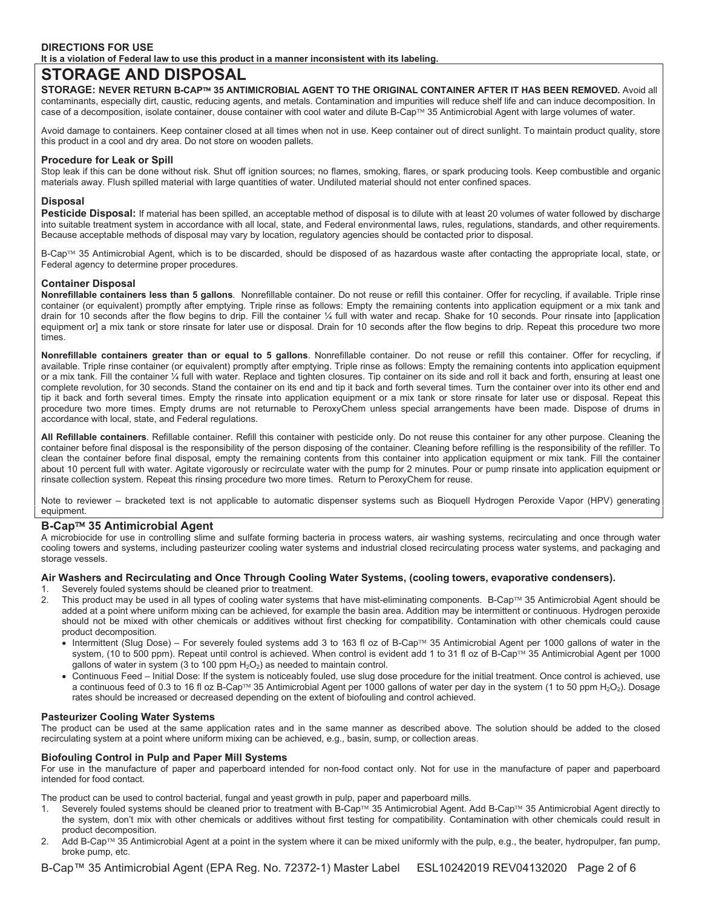**DIRECTIONS FOR USE**

**It is a violation of Federal law to use this product in a manner inconsistent with its labeling.**

# STORAGE AND DISPOSAL

**STORAGE: NEVER RETURN B-CAP™ 35 ANTIMICROBIAL AGENT TO THE ORIGINAL CONTAINER AFTER IT HAS BEEN REMOVED.** Avoid all contaminants, especially dirt, caustic, reducing agents, and metals. Contamination and impurities will reduce shelf life and can induce decomposition. In case of a decomposition, isolate container, douse container with cool water and dilute B-Cap™ 35 Antimicrobial Agent with large volumes of water.

Avoid damage to containers. Keep container closed at all times when not in use. Keep container out of direct sunlight. To maintain product quality, store this product in a cool and dry area. Do not store on wooden pallets.

### Procedure for Leak or Spill

Stop leak if this can be done without risk. Shut off ignition sources; no flames, smoking, flares, or spark producing tools. Keep combustible and organic materials away. Flush spilled material with large quantities of water. Undiluted material should not enter confined spaces.

### Disposal

**Pesticide Disposal:** If material has been spilled, an acceptable method of disposal is to dilute with at least 20 volumes of water followed by discharge into suitable treatment system in accordance with all local, state, and Federal environmental laws, rules, regulations, standards, and other requirements. Because acceptable methods of disposal may vary by location, regulatory agencies should be contacted prior to disposal.

B-Cap™ 35 Antimicrobial Agent, which is to be discarded, should be disposed of as hazardous waste after contacting the appropriate local, state, or Federal agency to determine proper procedures.

### Container Disposal

**Nonrefillable containers less than 5 gallons**. Nonrefillable container. Do not reuse or refill this container. Offer for recycling, if available. Triple rinse container (or equivalent) promptly after emptying. Triple rinse as follows: Empty the remaining contents into application equipment or a mix tank and drain for 10 seconds after the flow begins to drip. Fill the container ¼ full with water and recap. Shake for 10 seconds. Pour rinsate into [application equipment or] a mix tank or store rinsate for later use or disposal. Drain for 10 seconds after the flow begins to drip. Repeat this procedure two more times.

**Nonrefillable containers greater than or equal to 5 gallons**. Nonrefillable container. Do not reuse or refill this container. Offer for recycling, if available. Triple rinse container (or equivalent) promptly after emptying. Triple rinse as follows: Empty the remaining contents into application equipment or a mix tank. Fill the container ¼ full with water. Replace and tighten closures. Tip container on its side and roll it back and forth, ensuring at least one complete revolution, for 30 seconds. Stand the container on its end and tip it back and forth several times. Turn the container over into its other end and tip it back and forth several times. Empty the rinsate into application equipment or a mix tank or store rinsate for later use or disposal. Repeat this procedure two more times. Empty drums are not returnable to PeroxyChem unless special arrangements have been made. Dispose of drums in accordance with local, state, and Federal regulations.

**All Refillable containers**. Refillable container. Refill this container with pesticide only. Do not reuse this container for any other purpose. Cleaning the container before final disposal is the responsibility of the person disposing of the container. Cleaning before refilling is the responsibility of the refiller. To clean the container before final disposal, empty the remaining contents from this container into application equipment or mix tank. Fill the container about 10 percent full with water. Agitate vigorously or recirculate water with the pump for 2 minutes. Pour or pump rinsate into application equipment or rinsate collection system. Repeat this rinsing procedure two more times. Return to PeroxyChem for reuse.

Note to reviewer – bracketed text is not applicable to automatic dispenser systems such as Bioquell Hydrogen Peroxide Vapor (HPV) generating equipment.

## B-Cap™ 35 Antimicrobial Agent

A microbiocide for use in controlling slime and sulfate forming bacteria in process waters, air washing systems, recirculating and once through water cooling towers and systems, including pasteurizer cooling water systems and industrial closed recirculating process water systems, and packaging and storage vessels.

### Air Washers and Recirculating and Once Through Cooling Water Systems, (cooling towers, evaporative condensers).

1. Severely fouled systems should be cleaned prior to treatment.
2. This product may be used in all types of cooling water systems that have mist-eliminating components. B-Cap™ 35 Antimicrobial Agent should be added at a point where uniform mixing can be achieved, for example the basin area. Addition may be intermittent or continuous. Hydrogen peroxide should not be mixed with other chemicals or additives without first checking for compatibility. Contamination with other chemicals could cause product decomposition.
   - Intermittent (Slug Dose) – For severely fouled systems add 3 to 163 fl oz of B-Cap™ 35 Antimicrobial Agent per 1000 gallons of water in the system, (10 to 500 ppm). Repeat until control is achieved. When control is evident add 1 to 31 fl oz of B-Cap™ 35 Antimicrobial Agent per 1000 gallons of water in system (3 to 100 ppm $H_2O_2$) as needed to maintain control.
   - Continuous Feed – Initial Dose: If the system is noticeably fouled, use slug dose procedure for the initial treatment. Once control is achieved, use a continuous feed of 0.3 to 16 fl oz B-Cap™ 35 Antimicrobial Agent per 1000 gallons of water per day in the system (1 to 50 ppm $H_2O_2$). Dosage rates should be increased or decreased depending on the extent of biofouling and control achieved.

### Pasteurizer Cooling Water Systems

The product can be used at the same application rates and in the same manner as described above. The solution should be added to the closed recirculating system at a point where uniform mixing can be achieved, e.g., basin, sump, or collection areas.

### Biofouling Control in Pulp and Paper Mill Systems

For use in the manufacture of paper and paperboard intended for non-food contact only. Not for use in the manufacture of paper and paperboard intended for food contact.

The product can be used to control bacterial, fungal and yeast growth in pulp, paper and paperboard mills.

1. Severely fouled systems should be cleaned prior to treatment with B-Cap™ 35 Antimicrobial Agent. Add B-Cap™ 35 Antimicrobial Agent directly to the system, don't mix with other chemicals or additives without first testing for compatibility. Contamination with other chemicals could result in product decomposition.
2. Add B-Cap™ 35 Antimicrobial Agent at a point in the system where it can be mixed uniformly with the pulp, e.g., the beater, hydropulper, fan pump, broke pump, etc.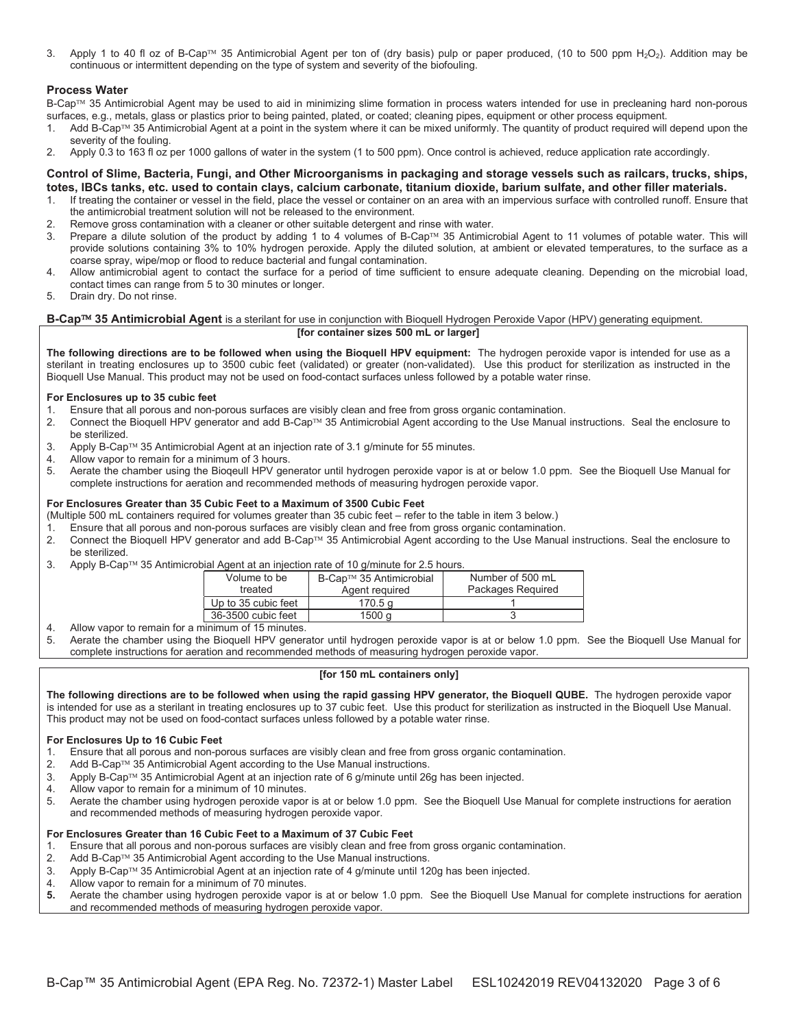3. Apply 1 to 40 fl oz of B-Cap™ 35 Antimicrobial Agent per ton of (dry basis) pulp or paper produced, (10 to 500 ppm $H_2O_2$). Addition may be continuous or intermittent depending on the type of system and severity of the biofouling.

### Process Water

B-Cap™ 35 Antimicrobial Agent may be used to aid in minimizing slime formation in process waters intended for use in precleaning hard non-porous surfaces, e.g., metals, glass or plastics prior to being painted, plated, or coated; cleaning pipes, equipment or other process equipment.

1. Add B-Cap™ 35 Antimicrobial Agent at a point in the system where it can be mixed uniformly. The quantity of product required will depend upon the severity of the fouling.
2. Apply 0.3 to 163 fl oz per 1000 gallons of water in the system (1 to 500 ppm). Once control is achieved, reduce application rate accordingly.

### Control of Slime, Bacteria, Fungi, and Other Microorganisms in packaging and storage vessels such as railcars, trucks, ships, totes, IBCs tanks, etc. used to contain clays, calcium carbonate, titanium dioxide, barium sulfate, and other filler materials.

1. If treating the container or vessel in the field, place the vessel or container on an area with an impervious surface with controlled runoff. Ensure that the antimicrobial treatment solution will not be released to the environment.
2. Remove gross contamination with a cleaner or other suitable detergent and rinse with water.
3. Prepare a dilute solution of the product by adding 1 to 4 volumes of B-Cap™ 35 Antimicrobial Agent to 11 volumes of potable water. This will provide solutions containing 3% to 10% hydrogen peroxide. Apply the diluted solution, at ambient or elevated temperatures, to the surface as a coarse spray, wipe/mop or flood to reduce bacterial and fungal contamination.
4. Allow antimicrobial agent to contact the surface for a period of time sufficient to ensure adequate cleaning. Depending on the microbial load, contact times can range from 5 to 30 minutes or longer.
5. Drain dry. Do not rinse.

**B-Cap™ 35 Antimicrobial Agent** is a sterilant for use in conjunction with Bioquell Hydrogen Peroxide Vapor (HPV) generating equipment.

**[for container sizes 500 mL or larger]**

**The following directions are to be followed when using the Bioquell HPV equipment:** The hydrogen peroxide vapor is intended for use as a sterilant in treating enclosures up to 3500 cubic feet (validated) or greater (non-validated). Use this product for sterilization as instructed in the Bioquell Use Manual. This product may not be used on food-contact surfaces unless followed by a potable water rinse.

**For Enclosures up to 35 cubic feet**

1. Ensure that all porous and non-porous surfaces are visibly clean and free from gross organic contamination.
2. Connect the Bioquell HPV generator and add B-Cap™ 35 Antimicrobial Agent according to the Use Manual instructions. Seal the enclosure to be sterilized.
3. Apply B-Cap™ 35 Antimicrobial Agent at an injection rate of 3.1 g/minute for 55 minutes.
4. Allow vapor to remain for a minimum of 3 hours.
5. Aerate the chamber using the Bioqeull HPV generator until hydrogen peroxide vapor is at or below 1.0 ppm. See the Bioquell Use Manual for complete instructions for aeration and recommended methods of measuring hydrogen peroxide vapor.

**For Enclosures Greater than 35 Cubic Feet to a Maximum of 3500 Cubic Feet**

(Multiple 500 mL containers required for volumes greater than 35 cubic feet – refer to the table in item 3 below.)

1. Ensure that all porous and non-porous surfaces are visibly clean and free from gross organic contamination.
2. Connect the Bioquell HPV generator and add B-Cap™ 35 Antimicrobial Agent according to the Use Manual instructions. Seal the enclosure to be sterilized.
3. Apply B-Cap™ 35 Antimicrobial Agent at an injection rate of 10 g/minute for 2.5 hours.

| Volume to be treated | B-Cap™ 35 Antimicrobial Agent required | Number of 500 mL Packages Required |
|---|---|---|
| Up to 35 cubic feet | 170.5 g | 1 |
| 36-3500 cubic feet | 1500 g | 3 |

4. Allow vapor to remain for a minimum of 15 minutes.
5. Aerate the chamber using the Bioquell HPV generator until hydrogen peroxide vapor is at or below 1.0 ppm. See the Bioquell Use Manual for complete instructions for aeration and recommended methods of measuring hydrogen peroxide vapor.

**[for 150 mL containers only]**

**The following directions are to be followed when using the rapid gassing HPV generator, the Bioquell QUBE.** The hydrogen peroxide vapor is intended for use as a sterilant in treating enclosures up to 37 cubic feet. Use this product for sterilization as instructed in the Bioquell Use Manual. This product may not be used on food-contact surfaces unless followed by a potable water rinse.

**For Enclosures Up to 16 Cubic Feet**

1. Ensure that all porous and non-porous surfaces are visibly clean and free from gross organic contamination.
2. Add B-Cap™ 35 Antimicrobial Agent according to the Use Manual instructions.
3. Apply B-Cap™ 35 Antimicrobial Agent at an injection rate of 6 g/minute until 26g has been injected.
4. Allow vapor to remain for a minimum of 10 minutes.
5. Aerate the chamber using hydrogen peroxide vapor is at or below 1.0 ppm. See the Bioquell Use Manual for complete instructions for aeration and recommended methods of measuring hydrogen peroxide vapor.

**For Enclosures Greater than 16 Cubic Feet to a Maximum of 37 Cubic Feet**

1. Ensure that all porous and non-porous surfaces are visibly clean and free from gross organic contamination.
2. Add B-Cap™ 35 Antimicrobial Agent according to the Use Manual instructions.
3. Apply B-Cap™ 35 Antimicrobial Agent at an injection rate of 4 g/minute until 120g has been injected.
4. Allow vapor to remain for a minimum of 70 minutes.
5. Aerate the chamber using hydrogen peroxide vapor is at or below 1.0 ppm. See the Bioquell Use Manual for complete instructions for aeration and recommended methods of measuring hydrogen peroxide vapor.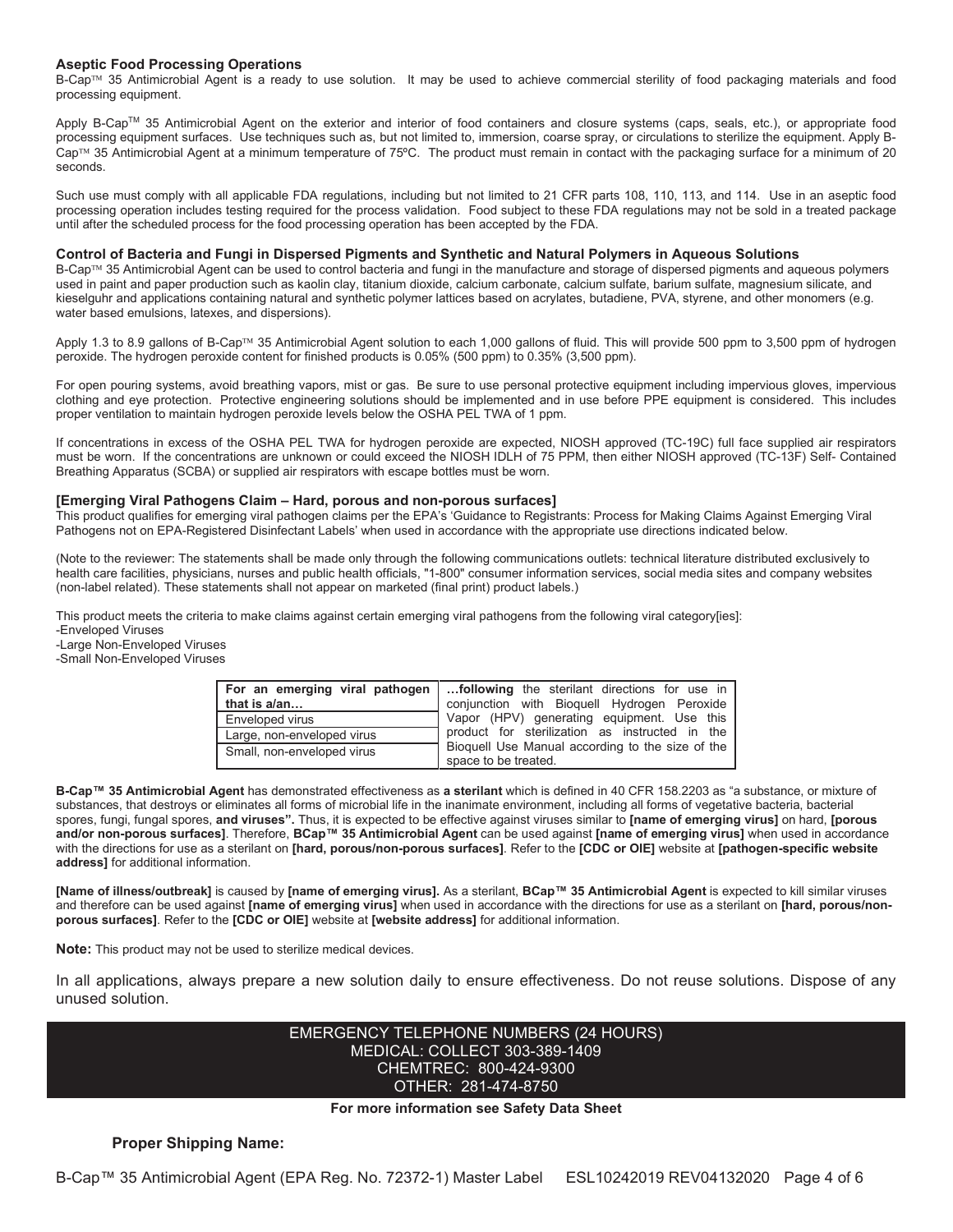### Aseptic Food Processing Operations

B-Cap™ 35 Antimicrobial Agent is a ready to use solution. It may be used to achieve commercial sterility of food packaging materials and food processing equipment.

Apply B-Cap™ 35 Antimicrobial Agent on the exterior and interior of food containers and closure systems (caps, seals, etc.), or appropriate food processing equipment surfaces. Use techniques such as, but not limited to, immersion, coarse spray, or circulations to sterilize the equipment. Apply B-Cap™ 35 Antimicrobial Agent at a minimum temperature of 75ºC. The product must remain in contact with the packaging surface for a minimum of 20 seconds.

Such use must comply with all applicable FDA regulations, including but not limited to 21 CFR parts 108, 110, 113, and 114. Use in an aseptic food processing operation includes testing required for the process validation. Food subject to these FDA regulations may not be sold in a treated package until after the scheduled process for the food processing operation has been accepted by the FDA.

### Control of Bacteria and Fungi in Dispersed Pigments and Synthetic and Natural Polymers in Aqueous Solutions

B-Cap™ 35 Antimicrobial Agent can be used to control bacteria and fungi in the manufacture and storage of dispersed pigments and aqueous polymers used in paint and paper production such as kaolin clay, titanium dioxide, calcium carbonate, calcium sulfate, barium sulfate, magnesium silicate, and kieselguhr and applications containing natural and synthetic polymer lattices based on acrylates, butadiene, PVA, styrene, and other monomers (e.g. water based emulsions, latexes, and dispersions).

Apply 1.3 to 8.9 gallons of B-Cap™ 35 Antimicrobial Agent solution to each 1,000 gallons of fluid. This will provide 500 ppm to 3,500 ppm of hydrogen peroxide. The hydrogen peroxide content for finished products is 0.05% (500 ppm) to 0.35% (3,500 ppm).

For open pouring systems, avoid breathing vapors, mist or gas. Be sure to use personal protective equipment including impervious gloves, impervious clothing and eye protection. Protective engineering solutions should be implemented and in use before PPE equipment is considered. This includes proper ventilation to maintain hydrogen peroxide levels below the OSHA PEL TWA of 1 ppm.

If concentrations in excess of the OSHA PEL TWA for hydrogen peroxide are expected, NIOSH approved (TC-19C) full face supplied air respirators must be worn. If the concentrations are unknown or could exceed the NIOSH IDLH of 75 PPM, then either NIOSH approved (TC-13F) Self- Contained Breathing Apparatus (SCBA) or supplied air respirators with escape bottles must be worn.

### [Emerging Viral Pathogens Claim – Hard, porous and non-porous surfaces]

This product qualifies for emerging viral pathogen claims per the EPA's 'Guidance to Registrants: Process for Making Claims Against Emerging Viral Pathogens not on EPA-Registered Disinfectant Labels' when used in accordance with the appropriate use directions indicated below.

(Note to the reviewer: The statements shall be made only through the following communications outlets: technical literature distributed exclusively to health care facilities, physicians, nurses and public health officials, "1-800" consumer information services, social media sites and company websites (non-label related). These statements shall not appear on marketed (final print) product labels.)

This product meets the criteria to make claims against certain emerging viral pathogens from the following viral category[ies]:
-Enveloped Viruses
-Large Non-Enveloped Viruses
-Small Non-Enveloped Viruses

| For an emerging viral pathogen that is a/an… | …following the sterilant directions for use in conjunction with Bioquell Hydrogen Peroxide Vapor (HPV) generating equipment. Use this product for sterilization as instructed in the Bioquell Use Manual according to the size of the space to be treated. |
|---|---|
| Enveloped virus | |
| Large, non-enveloped virus | |
| Small, non-enveloped virus | |

**B-Cap™ 35 Antimicrobial Agent** has demonstrated effectiveness as **a sterilant** which is defined in 40 CFR 158.2203 as "a substance, or mixture of substances, that destroys or eliminates all forms of microbial life in the inanimate environment, including all forms of vegetative bacteria, bacterial spores, fungi, fungal spores, **and viruses".** Thus, it is expected to be effective against viruses similar to **[name of emerging virus]** on hard, **[porous and/or non-porous surfaces]**. Therefore, **BCap™ 35 Antimicrobial Agent** can be used against **[name of emerging virus]** when used in accordance with the directions for use as a sterilant on **[hard, porous/non-porous surfaces]**. Refer to the **[CDC or OIE]** website at **[pathogen-specific website address]** for additional information.

**[Name of illness/outbreak]** is caused by **[name of emerging virus].** As a sterilant, **BCap™ 35 Antimicrobial Agent** is expected to kill similar viruses and therefore can be used against **[name of emerging virus]** when used in accordance with the directions for use as a sterilant on **[hard, porous/non-porous surfaces]**. Refer to the **[CDC or OIE]** website at **[website address]** for additional information.

**Note:** This product may not be used to sterilize medical devices.

In all applications, always prepare a new solution daily to ensure effectiveness. Do not reuse solutions. Dispose of any unused solution.

EMERGENCY TELEPHONE NUMBERS (24 HOURS)
MEDICAL: COLLECT 303-389-1409
CHEMTREC: 800-424-9300
OTHER: 281-474-8750

**For more information see Safety Data Sheet**

**Proper Shipping Name:**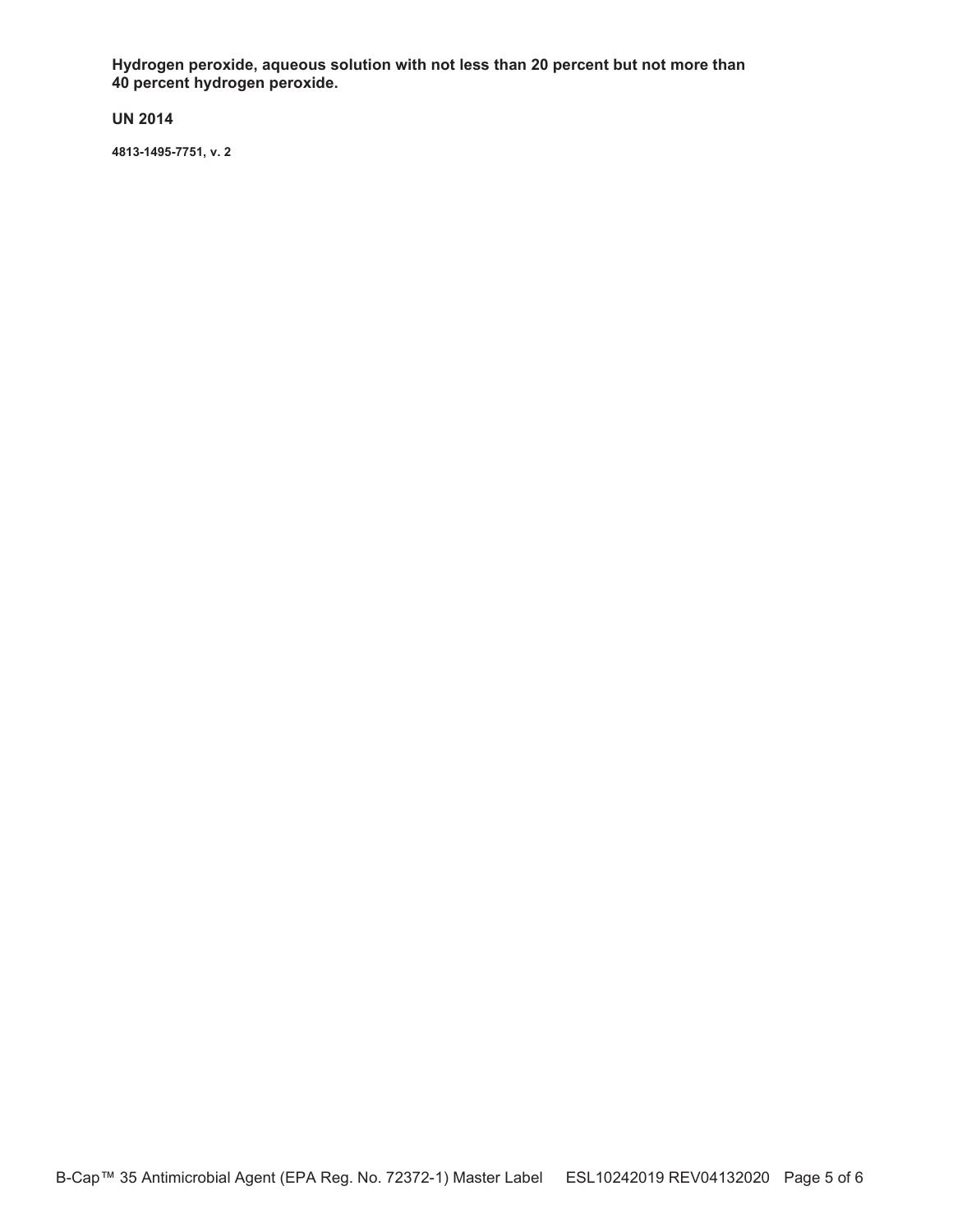**Hydrogen peroxide, aqueous solution with not less than 20 percent but not more than 40 percent hydrogen peroxide.**

**UN 2014**

**4813-1495-7751, v. 2**